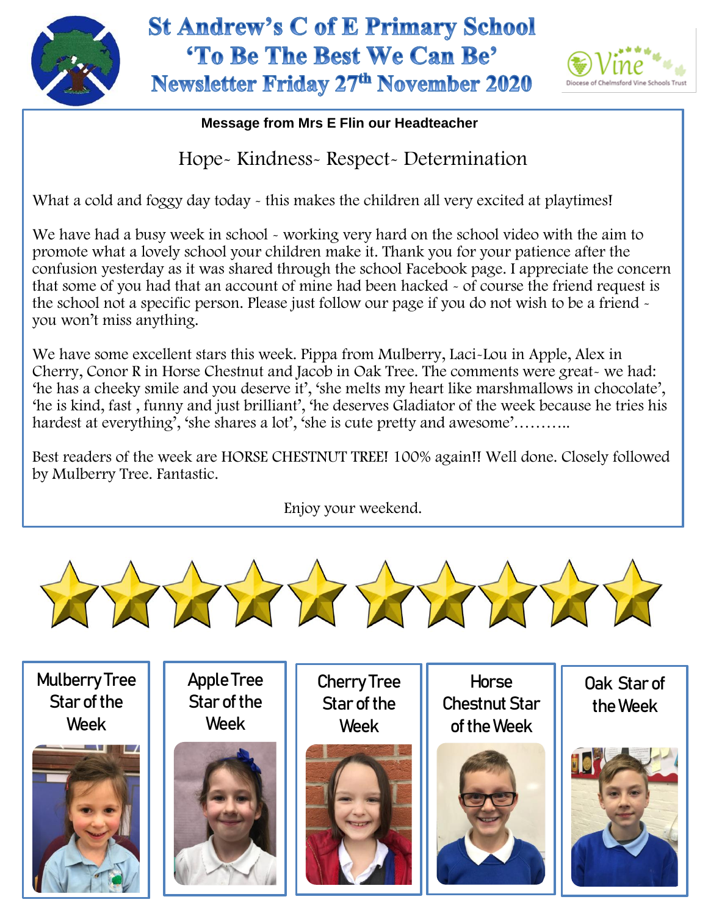# St Andrew's C of E Primary School
## 'To Be The Best We Can Be'
## Newsletter Friday 27th November 2020

Vine
Diocese of Chelmsford Vine Schools Trust

**Message from Mrs E Flin our Headteacher**

Hope- Kindness- Respect- Determination

What a cold and foggy day today - this makes the children all very excited at playtimes!

We have had a busy week in school - working very hard on the school video with the aim to promote what a lovely school your children make it. Thank you for your patience after the confusion yesterday as it was shared through the school Facebook page. I appreciate the concern that some of you had that an account of mine had been hacked - of course the friend request is the school not a specific person. Please just follow our page if you do not wish to be a friend - you won't miss anything.

We have some excellent stars this week. Pippa from Mulberry, Laci-Lou in Apple, Alex in Cherry, Conor R in Horse Chestnut and Jacob in Oak Tree. The comments were great- we had: 'he has a cheeky smile and you deserve it', 'she melts my heart like marshmallows in chocolate', 'he is kind, fast , funny and just brilliant', 'he deserves Gladiator of the week because he tries his hardest at everything', 'she shares a lot', 'she is cute pretty and awesome'………..

Best readers of the week are HORSE CHESTNUT TREE! 100% again!! Well done. Closely followed by Mulberry Tree. Fantastic.

Enjoy your weekend.

Mulberry Tree Star of the Week

Apple Tree Star of the Week

Cherry Tree Star of the Week

Horse Chestnut Star of the Week

Oak Star of the Week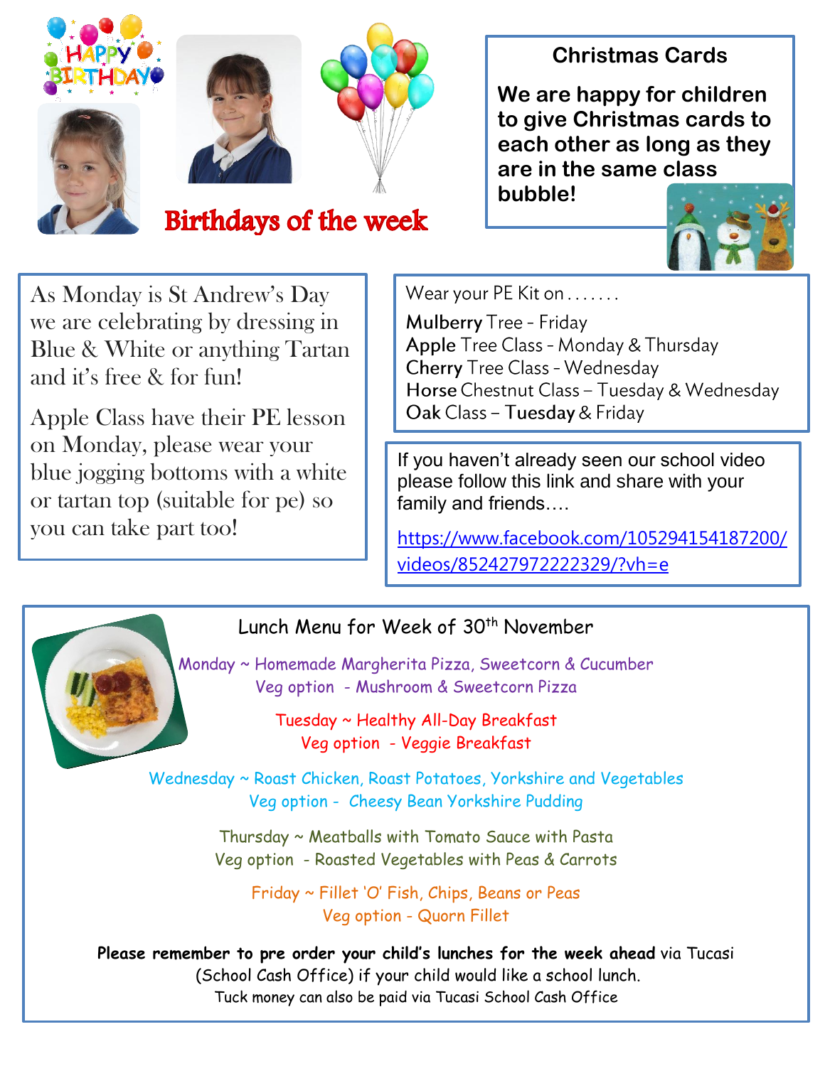## Birthdays of the week

## Christmas Cards

**We are happy for children to give Christmas cards to each other as long as they are in the same class bubble!**

As Monday is St Andrew's Day we are celebrating by dressing in Blue & White or anything Tartan and it's free & for fun!

Apple Class have their PE lesson on Monday, please wear your blue jogging bottoms with a white or tartan top (suitable for pe) so you can take part too!

Wear your PE Kit on…….

**Mulberry** Tree - Friday
**Apple** Tree Class - Monday & Thursday
**Cherry** Tree Class - Wednesday
**Horse** Chestnut Class – Tuesday & Wednesday
**Oak** Class – **Tuesday** & Friday

If you haven't already seen our school video please follow this link and share with your family and friends….

https://www.facebook.com/105294154187200/videos/852427972222329/?vh=e

## Lunch Menu for Week of 30th November

Monday ~ Homemade Margherita Pizza, Sweetcorn & Cucumber
Veg option - Mushroom & Sweetcorn Pizza

Tuesday ~ Healthy All-Day Breakfast
Veg option - Veggie Breakfast

Wednesday ~ Roast Chicken, Roast Potatoes, Yorkshire and Vegetables
Veg option - Cheesy Bean Yorkshire Pudding

Thursday ~ Meatballs with Tomato Sauce with Pasta
Veg option - Roasted Vegetables with Peas & Carrots

Friday ~ Fillet 'O' Fish, Chips, Beans or Peas
Veg option - Quorn Fillet

**Please remember to pre order your child's lunches for the week ahead** via Tucasi (School Cash Office) if your child would like a school lunch.
Tuck money can also be paid via Tucasi School Cash Office